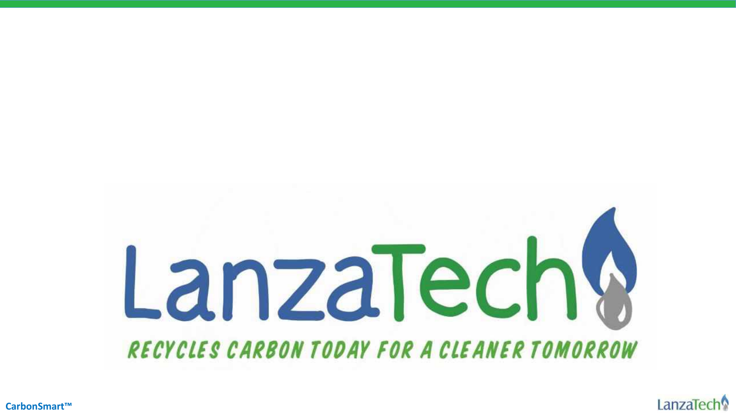# LanzaTech

RECYCLES CARBON TODAY FOR A CLEANER TOMORROW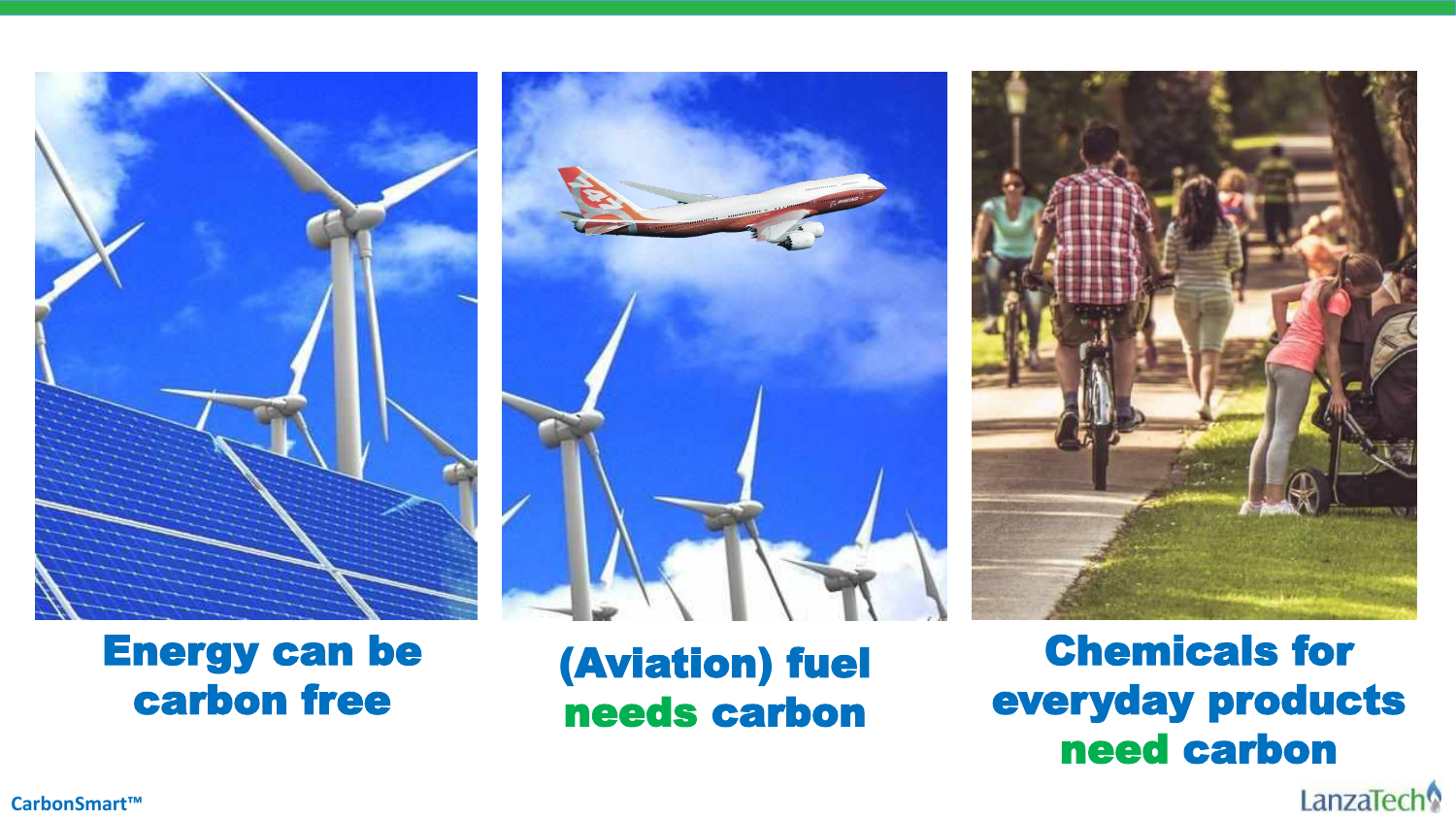Energy can be carbon free

(Aviation) fuel **needs** carbon

Chemicals for everyday products **need** carbon

CarbonSmart™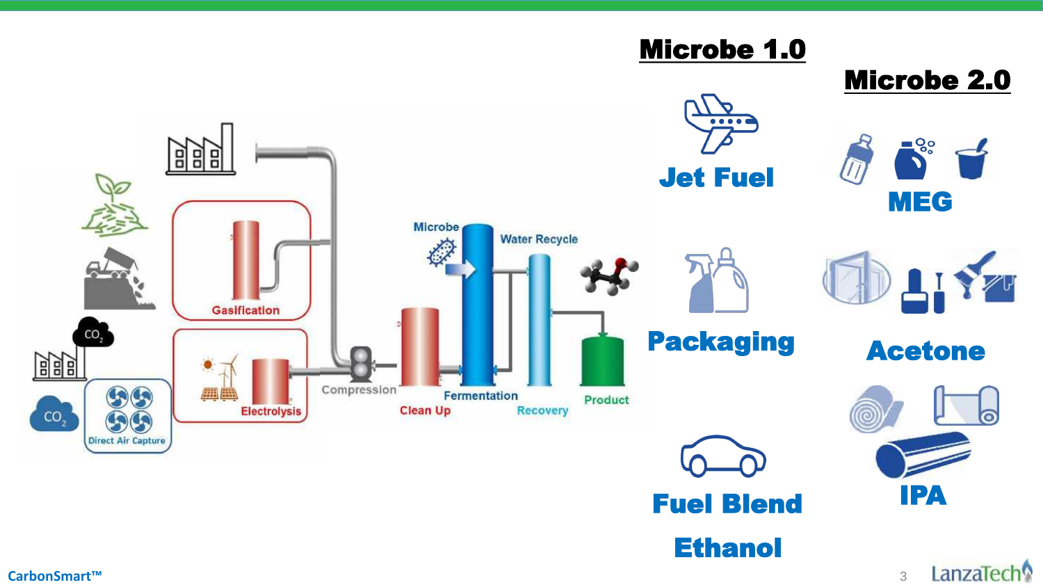## Microbe 1.0

- Jet Fuel
- Packaging
- Fuel Blend Ethanol

## Microbe 2.0

- MEG
- Acetone
- IPA

Gasification

Electrolysis

Direct Air Capture

$CO_2$

$CO_2$

Compression

Microbe

Clean Up

Fermentation

Water Recycle

Recovery

Product

CarbonSmart™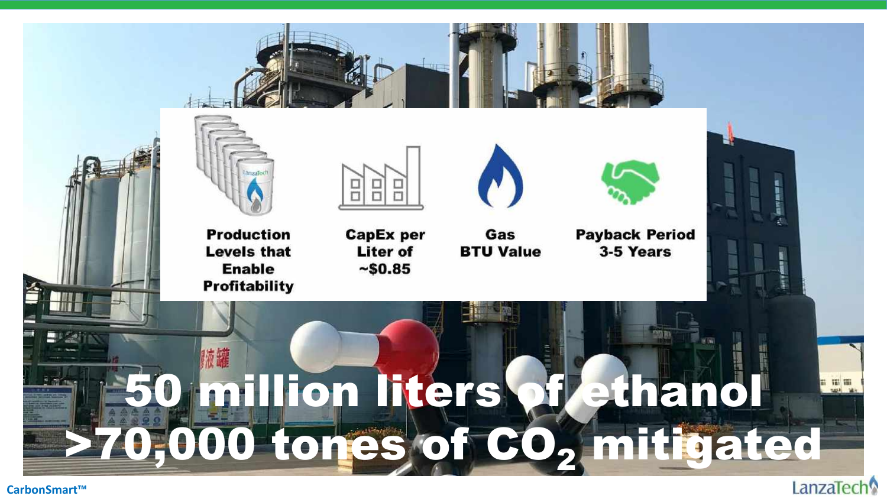**Production Levels that Enable Profitability**

**CapEx per Liter of ~$0.85**

**Gas BTU Value**

**Payback Period 3-5 Years**

# 50 million liters of ethanol

# >70,000 tones of $CO_2$ mitigated

CarbonSmart™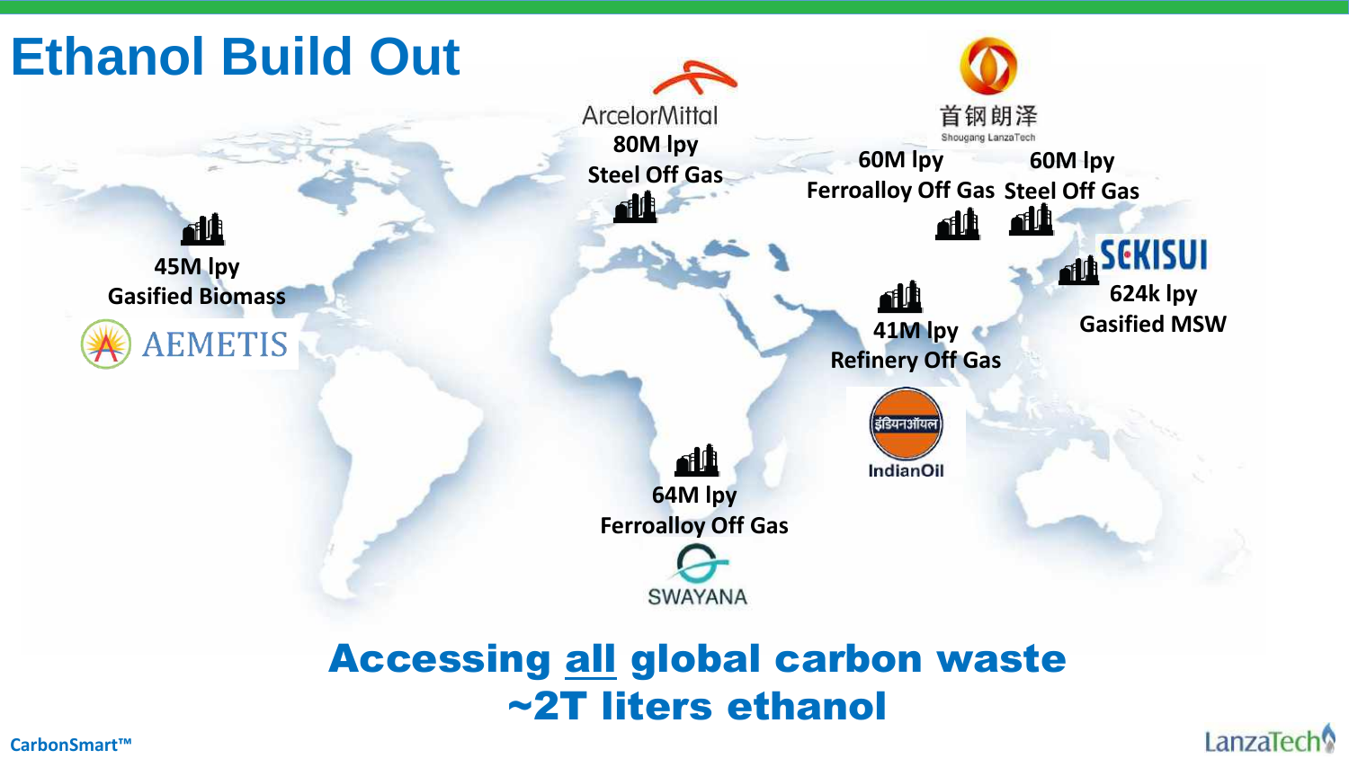# Ethanol Build Out

ArcelorMittal
80M lpy
Steel Off Gas

首钢朗泽
Shougang LanzaTech
60M lpy
Ferroalloy Off Gas

60M lpy
Steel Off Gas

45M lpy
Gasified Biomass
AEMETIS

SEKISUI
624k lpy
Gasified MSW

41M lpy
Refinery Off Gas
इंडियनऑयल
IndianOil

64M lpy
Ferroalloy Off Gas
SWAYANA

**Accessing all global carbon waste**
**~2T liters ethanol**

CarbonSmart™

LanzaTech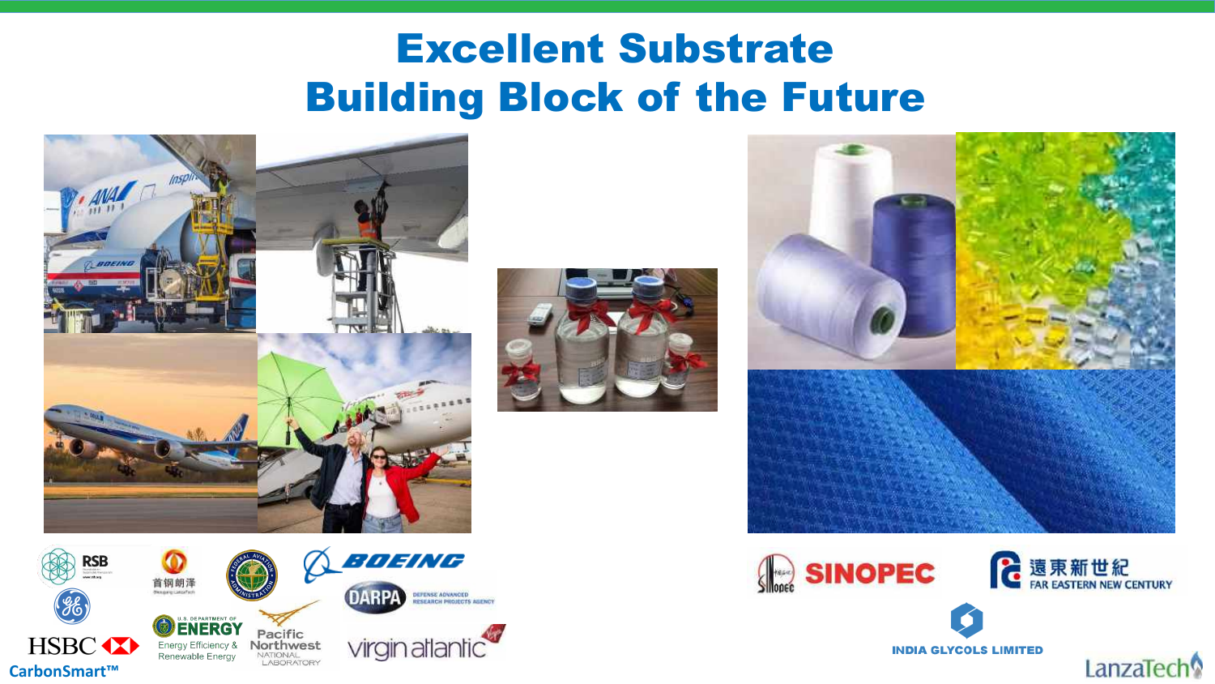# Excellent Substrate
# Building Block of the Future

RSB

首钢朗泽

BOEING

DARPA DEFENSE ADVANCED RESEARCH PROJECTS AGENCY

U.S. DEPARTMENT OF ENERGY Energy Efficiency & Renewable Energy

Pacific Northwest NATIONAL LABORATORY

HSBC

CarbonSmart™

virgin atlantic

SINOPEC

遠東新世紀 FAR EASTERN NEW CENTURY

INDIA GLYCOLS LIMITED

LanzaTech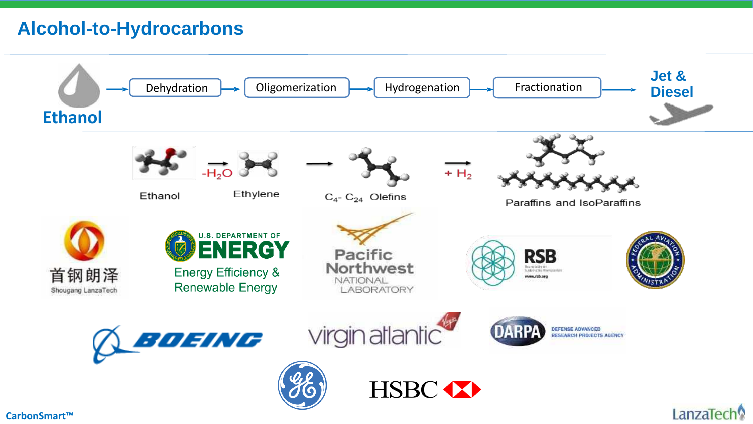# Alcohol-to-Hydrocarbons

Ethanol → Dehydration → Oligomerization → Hydrogenation → Fractionation → Jet & Diesel

Ethanol → $-H_2O$ → Ethylene → $C_4$- $C_{24}$ Olefins → $+ H_2$ → Paraffins and IsoParaffins

首钢朗泽 Shougang LanzaTech

U.S. DEPARTMENT OF ENERGY Energy Efficiency & Renewable Energy

Pacific Northwest NATIONAL LABORATORY

RSB

FEDERAL AVIATION ADMINISTRATION

BOEING

virgin atlantic

DARPA DEFENSE ADVANCED RESEARCH PROJECTS AGENCY

GE

HSBC

CarbonSmart™

LanzaTech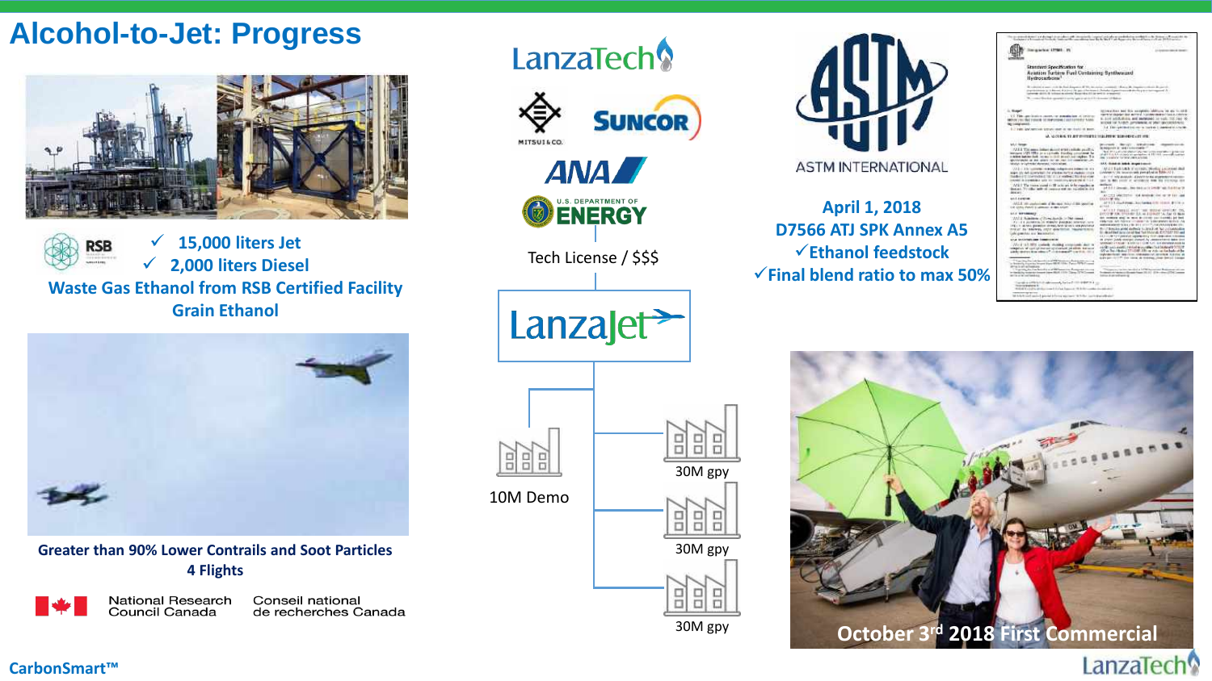# Alcohol-to-Jet: Progress

RSB

✓ 15,000 liters Jet

✓ 2,000 liters Diesel

Waste Gas Ethanol from RSB Certified Facility

Grain Ethanol

Greater than 90% Lower Contrails and Soot Particles

4 Flights

National Research Council Canada | Conseil national de recherches Canada

LanzaTech

MITSUI & CO. | SUNCOR

ANA

U.S. DEPARTMENT OF ENERGY

Tech License / $$$

LanzaJet

10M Demo

30M gpy

30M gpy

30M gpy

ASTM INTERNATIONAL

April 1, 2018

D7566 ATJ SPK Annex A5

✓Ethanol feedstock

✓Final blend ratio to max 50%

October 3rd 2018 First Commercial

CarbonSmart™

LanzaTech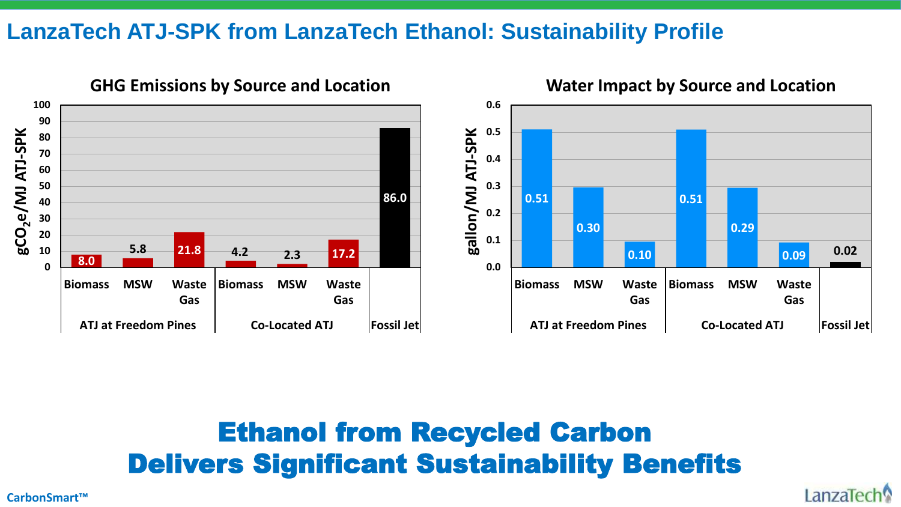# LanzaTech ATJ-SPK from LanzaTech Ethanol: Sustainability Profile

### GHG Emissions by Source and Location

| Location | Source | $gCO_2e$/MJ ATJ-SPK |
| --- | --- | --- |
| ATJ at Freedom Pines | Biomass | 8.0 |
| ATJ at Freedom Pines | MSW | 5.8 |
| ATJ at Freedom Pines | Waste Gas | 21.8 |
| Co-Located ATJ | Biomass | 4.2 |
| Co-Located ATJ | MSW | 2.3 |
| Co-Located ATJ | Waste Gas | 17.2 |
| Fossil Jet | | 86.0 |

### Water Impact by Source and Location

| Location | Source | gallon/MJ ATJ-SPK |
| --- | --- | --- |
| ATJ at Freedom Pines | Biomass | 0.51 |
| ATJ at Freedom Pines | MSW | 0.30 |
| ATJ at Freedom Pines | Waste Gas | 0.10 |
| Co-Located ATJ | Biomass | 0.51 |
| Co-Located ATJ | MSW | 0.29 |
| Co-Located ATJ | Waste Gas | 0.09 |
| Fossil Jet | | 0.02 |

## Ethanol from Recycled Carbon Delivers Significant Sustainability Benefits

CarbonSmart™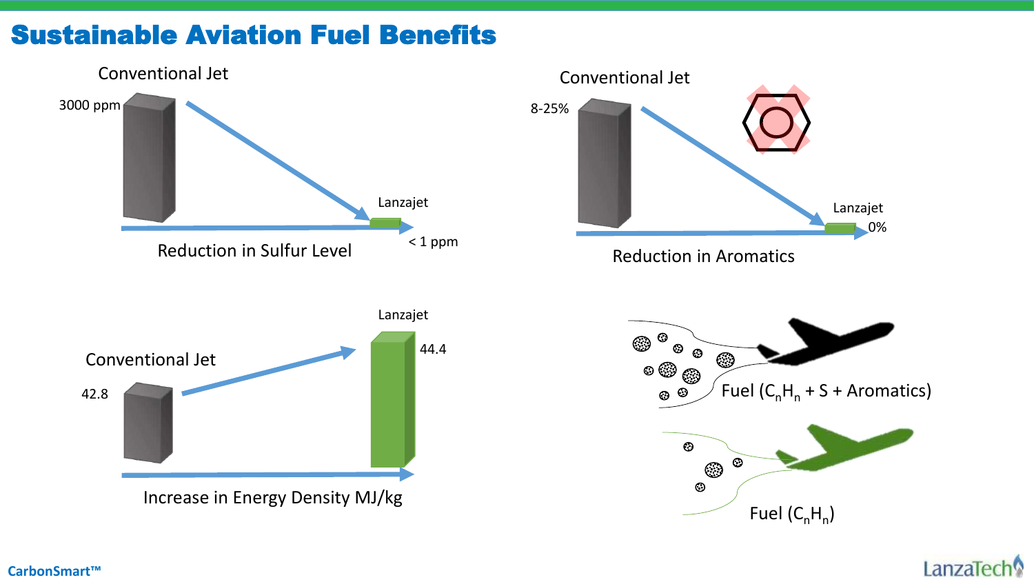# Sustainable Aviation Fuel Benefits

Conventional Jet

3000 ppm

Lanzajet

< 1 ppm

Reduction in Sulfur Level

Conventional Jet

8-25%

Lanzajet

0%

Reduction in Aromatics

Lanzajet

44.4

Conventional Jet

42.8

Increase in Energy Density MJ/kg

Fuel ($C_nH_n$ + S + Aromatics)

Fuel ($C_nH_n$)

CarbonSmart™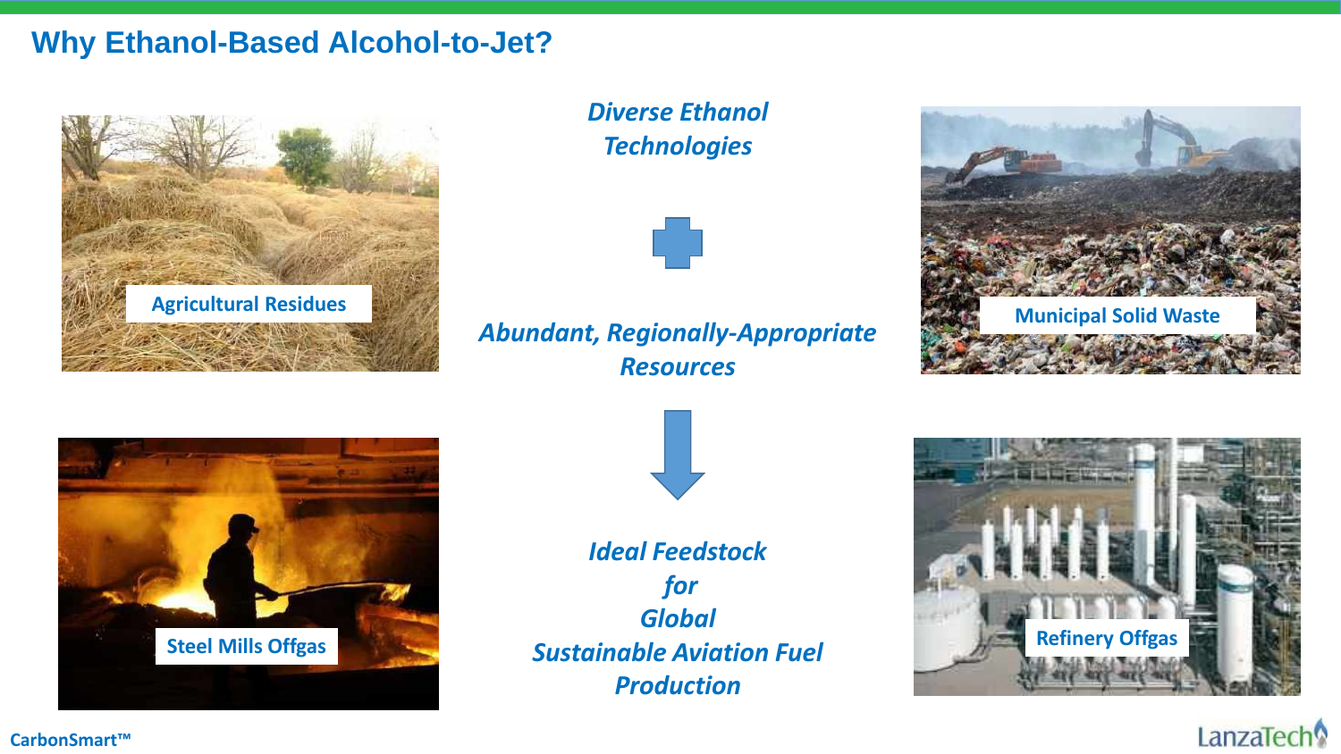# Why Ethanol-Based Alcohol-to-Jet?

Agricultural Residues

*Diverse Ethanol Technologies*

+

*Abundant, Regionally-Appropriate Resources*

↓

*Ideal Feedstock for Global Sustainable Aviation Fuel Production*

Municipal Solid Waste

Steel Mills Offgas

Refinery Offgas

CarbonSmart™

LanzaTech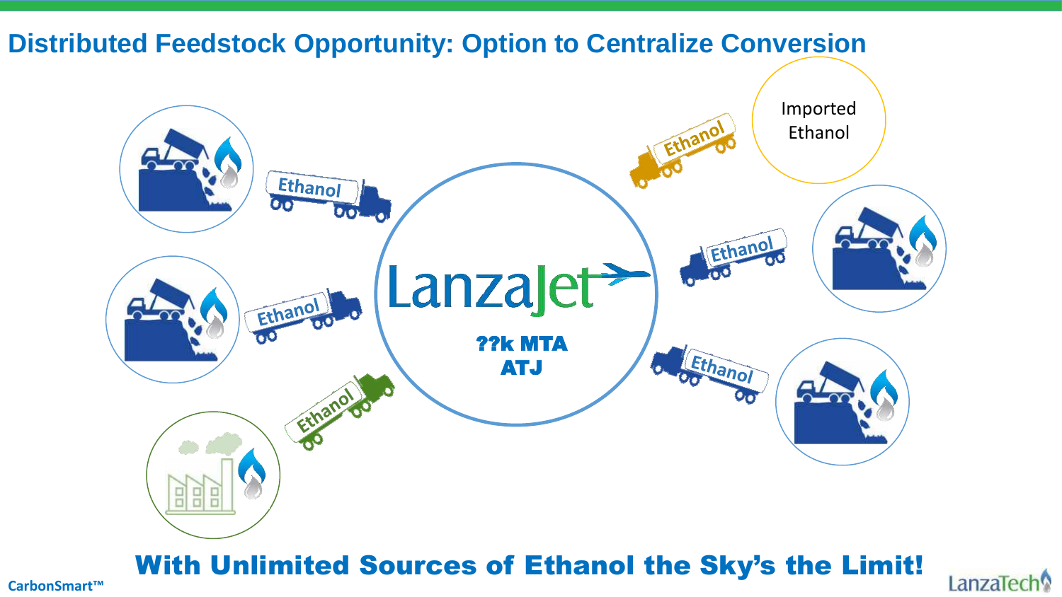# Distributed Feedstock Opportunity: Option to Centralize Conversion

Imported Ethanol

Ethanol

Ethanol

Ethanol

Ethanol

Ethanol

Ethanol

LanzaJet

??k MTA
ATJ

**With Unlimited Sources of Ethanol the Sky's the Limit!**

CarbonSmart™

LanzaTech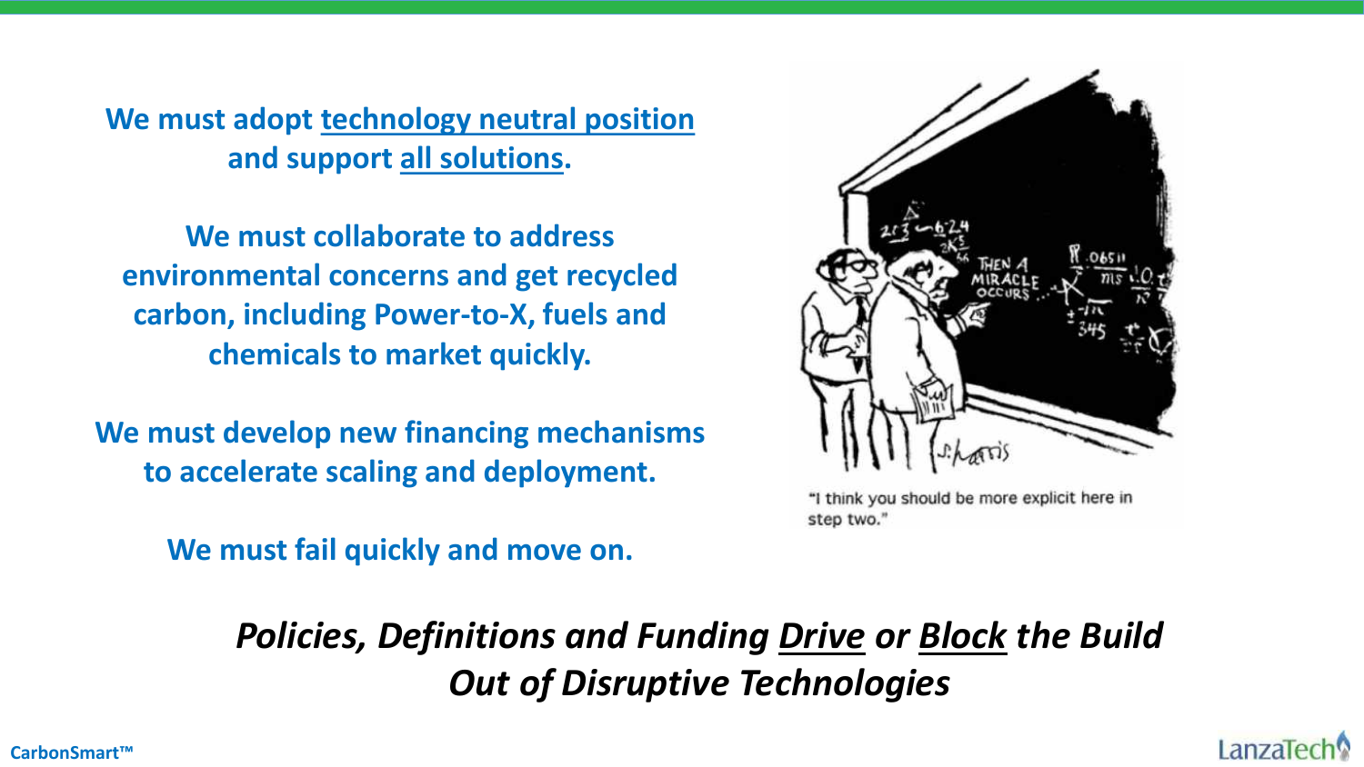**We must adopt technology neutral position and support all solutions.**

**We must collaborate to address environmental concerns and get recycled carbon, including Power-to-X, fuels and chemicals to market quickly.**

**We must develop new financing mechanisms to accelerate scaling and deployment.**

**We must fail quickly and move on.**

"I think you should be more explicit here in step two."

***Policies, Definitions and Funding Drive or Block the Build Out of Disruptive Technologies***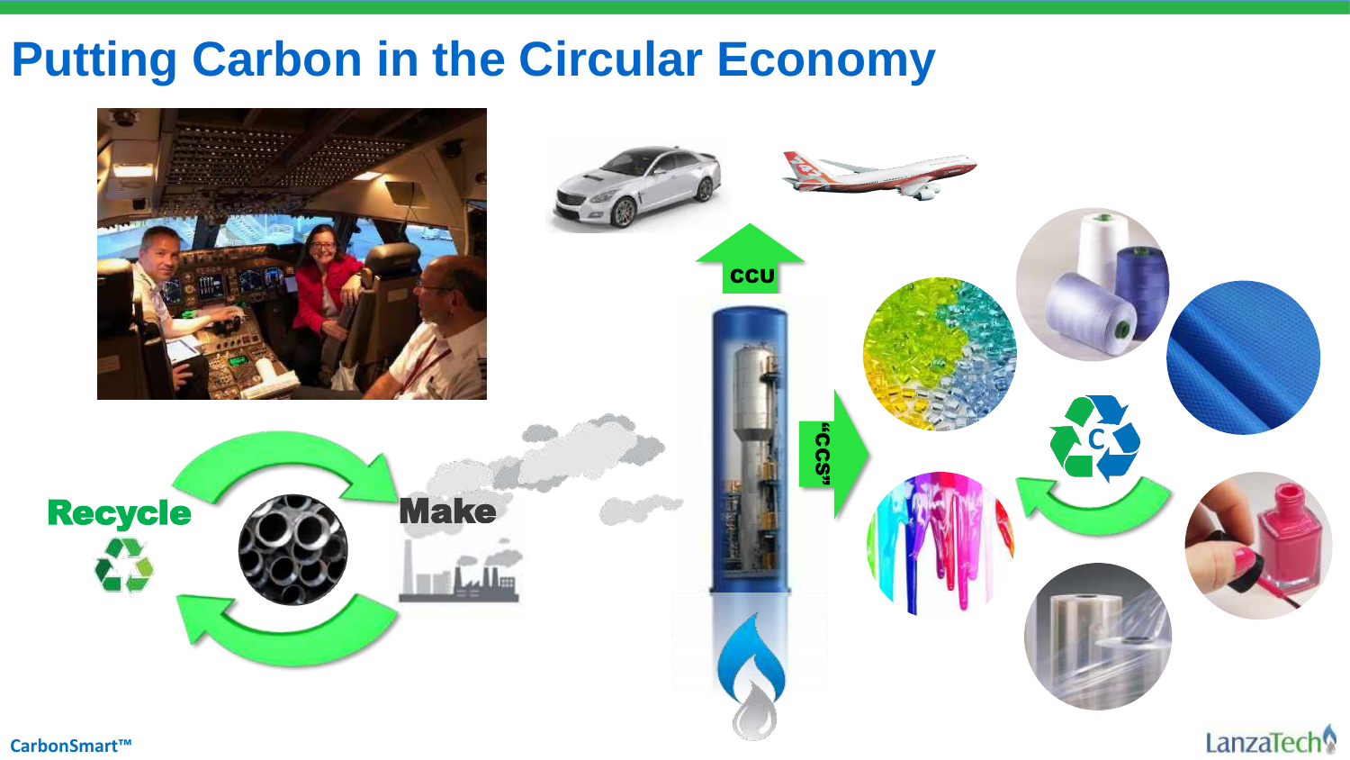# Putting Carbon in the Circular Economy

Recycle

Make

CCU

"CCS"

C

CarbonSmart™